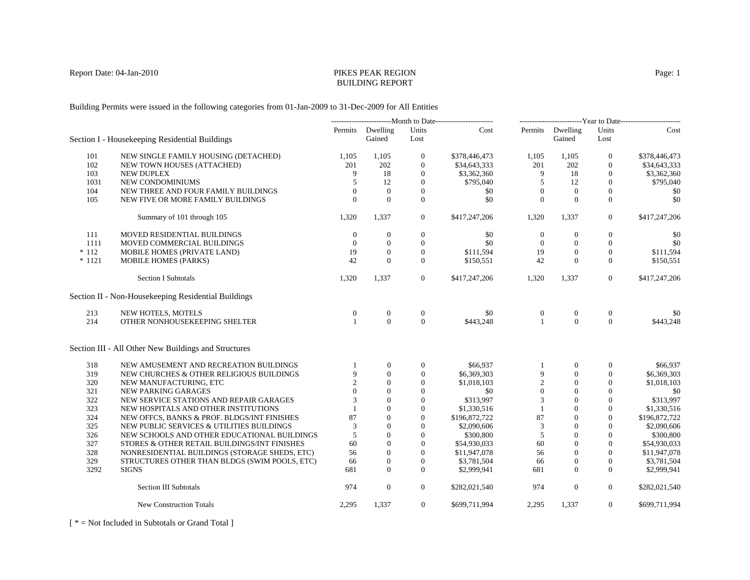Report Date: 04-Jan-2010

# PIKES PEAK REGION
## BUILDING REPORT

Building Permits were issued in the following categories from 01-Jan-2009 to 31-Dec-2009 for All Entities

| | | Month to Date | | | | Year to Date | | | |
|---|---|---|---|---|---|---|---|---|---|
| **Section I - Housekeeping Residential Buildings** | | Permits | Dwelling Gained | Units Lost | Cost | Permits | Dwelling Gained | Units Lost | Cost |
| 101 | NEW SINGLE FAMILY HOUSING (DETACHED) | 1,105 | 1,105 | 0 | $378,446,473 | 1,105 | 1,105 | 0 | $378,446,473 |
| 102 | NEW TOWN HOUSES (ATTACHED) | 201 | 202 | 0 | $34,643,333 | 201 | 202 | 0 | $34,643,333 |
| 103 | NEW DUPLEX | 9 | 18 | 0 | $3,362,360 | 9 | 18 | 0 | $3,362,360 |
| 1031 | NEW CONDOMINIUMS | 5 | 12 | 0 | $795,040 | 5 | 12 | 0 | $795,040 |
| 104 | NEW THREE AND FOUR FAMILY BUILDINGS | 0 | 0 | 0 | $0 | 0 | 0 | 0 | $0 |
| 105 | NEW FIVE OR MORE FAMILY BUILDINGS | 0 | 0 | 0 | $0 | 0 | 0 | 0 | $0 |
| | Summary of 101 through 105 | 1,320 | 1,337 | 0 | $417,247,206 | 1,320 | 1,337 | 0 | $417,247,206 |
| 111 | MOVED RESIDENTIAL BUILDINGS | 0 | 0 | 0 | $0 | 0 | 0 | 0 | $0 |
| 1111 | MOVED COMMERCIAL BUILDINGS | 0 | 0 | 0 | $0 | 0 | 0 | 0 | $0 |
| * 112 | MOBILE HOMES (PRIVATE LAND) | 19 | 0 | 0 | $111,594 | 19 | 0 | 0 | $111,594 |
| * 1121 | MOBILE HOMES (PARKS) | 42 | 0 | 0 | $150,551 | 42 | 0 | 0 | $150,551 |
| | Section I Subtotals | 1,320 | 1,337 | 0 | $417,247,206 | 1,320 | 1,337 | 0 | $417,247,206 |
| **Section II - Non-Housekeeping Residential Buildings** | | | | | | | | | |
| 213 | NEW HOTELS, MOTELS | 0 | 0 | 0 | $0 | 0 | 0 | 0 | $0 |
| 214 | OTHER NONHOUSEKEEPING SHELTER | 1 | 0 | 0 | $443,248 | 1 | 0 | 0 | $443,248 |
| **Section III - All Other New Buildings and Structures** | | | | | | | | | |
| 318 | NEW AMUSEMENT AND RECREATION BUILDINGS | 1 | 0 | 0 | $66,937 | 1 | 0 | 0 | $66,937 |
| 319 | NEW CHURCHES & OTHER RELIGIOUS BUILDINGS | 9 | 0 | 0 | $6,369,303 | 9 | 0 | 0 | $6,369,303 |
| 320 | NEW MANUFACTURING, ETC | 2 | 0 | 0 | $1,018,103 | 2 | 0 | 0 | $1,018,103 |
| 321 | NEW PARKING GARAGES | 0 | 0 | 0 | $0 | 0 | 0 | 0 | $0 |
| 322 | NEW SERVICE STATIONS AND REPAIR GARAGES | 3 | 0 | 0 | $313,997 | 3 | 0 | 0 | $313,997 |
| 323 | NEW HOSPITALS AND OTHER INSTITUTIONS | 1 | 0 | 0 | $1,330,516 | 1 | 0 | 0 | $1,330,516 |
| 324 | NEW OFFCS, BANKS & PROF. BLDGS/INT FINISHES | 87 | 0 | 0 | $196,872,722 | 87 | 0 | 0 | $196,872,722 |
| 325 | NEW PUBLIC SERVICES & UTILITIES BUILDINGS | 3 | 0 | 0 | $2,090,606 | 3 | 0 | 0 | $2,090,606 |
| 326 | NEW SCHOOLS AND OTHER EDUCATIONAL BUILDINGS | 5 | 0 | 0 | $300,800 | 5 | 0 | 0 | $300,800 |
| 327 | STORES & OTHER RETAIL BUILDINGS/INT FINISHES | 60 | 0 | 0 | $54,930,033 | 60 | 0 | 0 | $54,930,033 |
| 328 | NONRESIDENTIAL BUILDINGS (STORAGE SHEDS, ETC) | 56 | 0 | 0 | $11,947,078 | 56 | 0 | 0 | $11,947,078 |
| 329 | STRUCTURES OTHER THAN BLDGS (SWIM POOLS, ETC) | 66 | 0 | 0 | $3,781,504 | 66 | 0 | 0 | $3,781,504 |
| 3292 | SIGNS | 681 | 0 | 0 | $2,999,941 | 681 | 0 | 0 | $2,999,941 |
| | Section III Subtotals | 974 | 0 | 0 | $282,021,540 | 974 | 0 | 0 | $282,021,540 |
| | New Construction Totals | 2,295 | 1,337 | 0 | $699,711,994 | 2,295 | 1,337 | 0 | $699,711,994 |

[ * = Not Included in Subtotals or Grand Total ]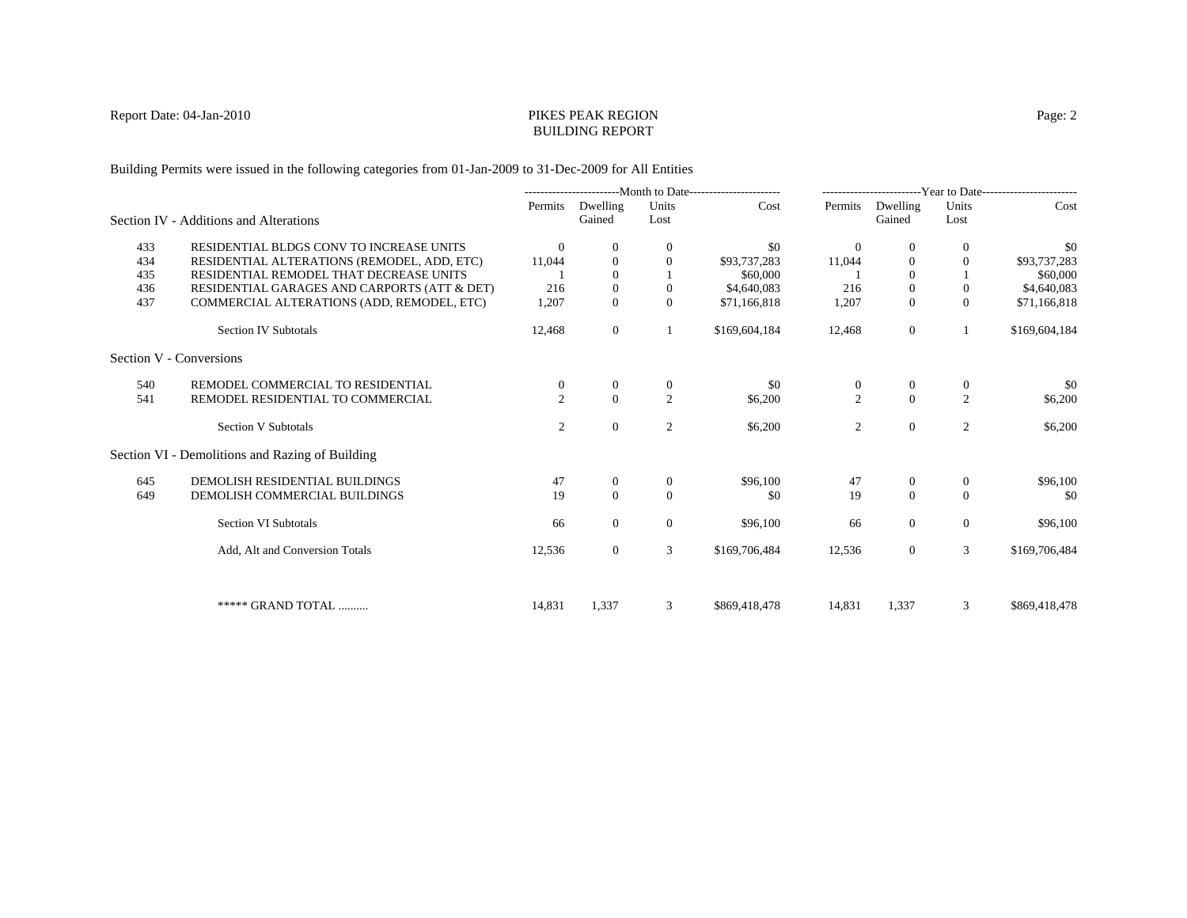PIKES PEAK REGION
BUILDING REPORT

Report Date: 04-Jan-2010

Building Permits were issued in the following categories from 01-Jan-2009 to 31-Dec-2009 for All Entities

| | | Month to Date | | | | Year to Date | | | |
|---|---|---|---|---|---|---|---|---|---|
| **Section IV - Additions and Alterations** | | Permits | Dwelling Gained | Units Lost | Cost | Permits | Dwelling Gained | Units Lost | Cost |
| 433 | RESIDENTIAL BLDGS CONV TO INCREASE UNITS | 0 | 0 | 0 | $0 | 0 | 0 | 0 | $0 |
| 434 | RESIDENTIAL ALTERATIONS (REMODEL, ADD, ETC) | 11,044 | 0 | 0 | $93,737,283 | 11,044 | 0 | 0 | $93,737,283 |
| 435 | RESIDENTIAL REMODEL THAT DECREASE UNITS | 1 | 0 | 1 | $60,000 | 1 | 0 | 1 | $60,000 |
| 436 | RESIDENTIAL GARAGES AND CARPORTS (ATT & DET) | 216 | 0 | 0 | $4,640,083 | 216 | 0 | 0 | $4,640,083 |
| 437 | COMMERCIAL ALTERATIONS (ADD, REMODEL, ETC) | 1,207 | 0 | 0 | $71,166,818 | 1,207 | 0 | 0 | $71,166,818 |
| | Section IV Subtotals | 12,468 | 0 | 1 | $169,604,184 | 12,468 | 0 | 1 | $169,604,184 |
| **Section V - Conversions** | | | | | | | | | |
| 540 | REMODEL COMMERCIAL TO RESIDENTIAL | 0 | 0 | 0 | $0 | 0 | 0 | 0 | $0 |
| 541 | REMODEL RESIDENTIAL TO COMMERCIAL | 2 | 0 | 2 | $6,200 | 2 | 0 | 2 | $6,200 |
| | Section V Subtotals | 2 | 0 | 2 | $6,200 | 2 | 0 | 2 | $6,200 |
| **Section VI - Demolitions and Razing of Building** | | | | | | | | | |
| 645 | DEMOLISH RESIDENTIAL BUILDINGS | 47 | 0 | 0 | $96,100 | 47 | 0 | 0 | $96,100 |
| 649 | DEMOLISH COMMERCIAL BUILDINGS | 19 | 0 | 0 | $0 | 19 | 0 | 0 | $0 |
| | Section VI Subtotals | 66 | 0 | 0 | $96,100 | 66 | 0 | 0 | $96,100 |
| | Add, Alt and Conversion Totals | 12,536 | 0 | 3 | $169,706,484 | 12,536 | 0 | 3 | $169,706,484 |
| | ***** GRAND TOTAL .......... | 14,831 | 1,337 | 3 | $869,418,478 | 14,831 | 1,337 | 3 | $869,418,478 |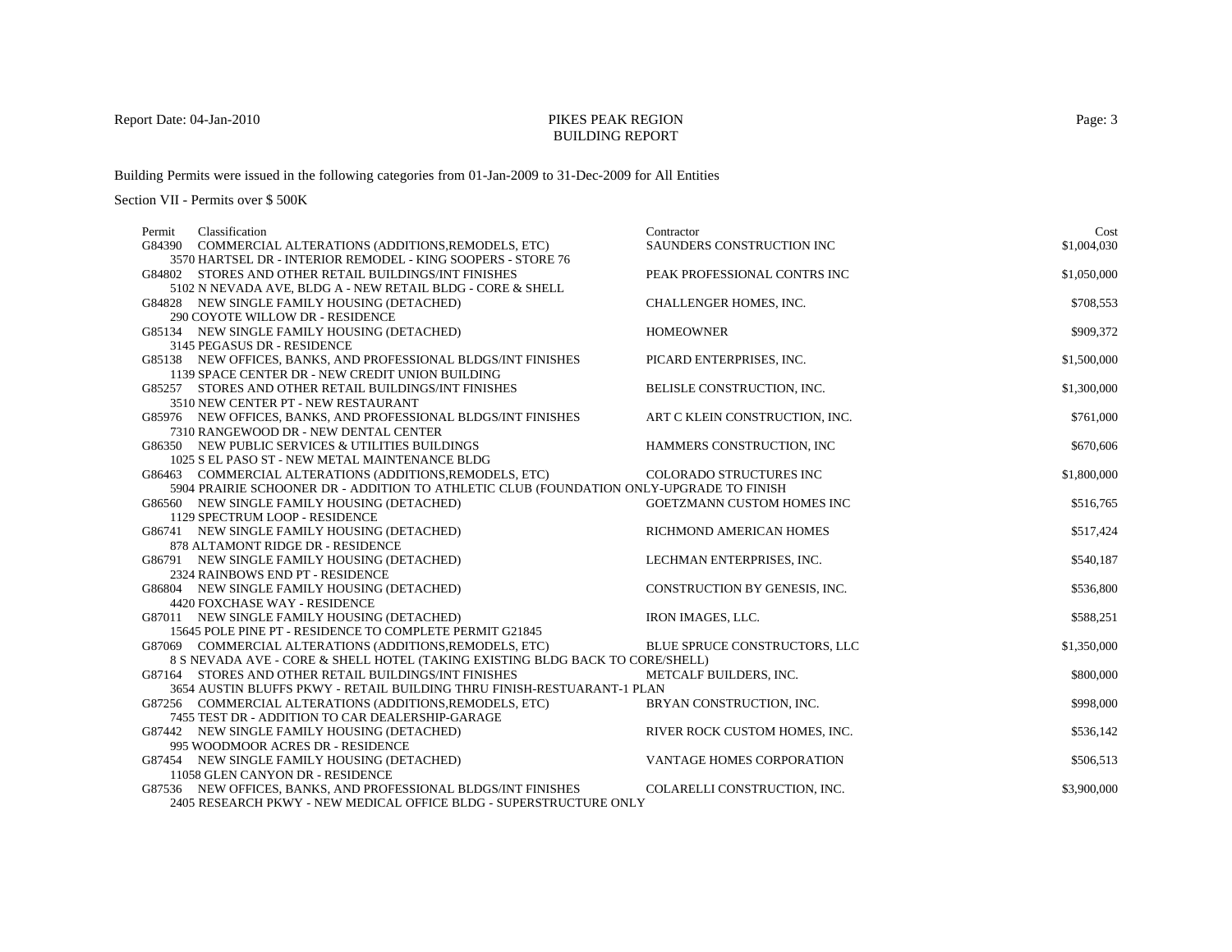Building Permits were issued in the following categories from 01-Jan-2009 to 31-Dec-2009 for All Entities

Section VII - Permits over $ 500K

| Permit | Classification | Contractor | Cost |
|---|---|---|---|
| G84390 | COMMERCIAL ALTERATIONS (ADDITIONS,REMODELS, ETC)<br>3570 HARTSEL DR - INTERIOR REMODEL - KING SOOPERS - STORE 76 | SAUNDERS CONSTRUCTION INC | $1,004,030 |
| G84802 | STORES AND OTHER RETAIL BUILDINGS/INT FINISHES<br>5102 N NEVADA AVE, BLDG A - NEW RETAIL BLDG - CORE & SHELL | PEAK PROFESSIONAL CONTRS INC | $1,050,000 |
| G84828 | NEW SINGLE FAMILY HOUSING (DETACHED)<br>290 COYOTE WILLOW DR - RESIDENCE | CHALLENGER HOMES, INC. | $708,553 |
| G85134 | NEW SINGLE FAMILY HOUSING (DETACHED)<br>3145 PEGASUS DR - RESIDENCE | HOMEOWNER | $909,372 |
| G85138 | NEW OFFICES, BANKS, AND PROFESSIONAL BLDGS/INT FINISHES<br>1139 SPACE CENTER DR - NEW CREDIT UNION BUILDING | PICARD ENTERPRISES, INC. | $1,500,000 |
| G85257 | STORES AND OTHER RETAIL BUILDINGS/INT FINISHES<br>3510 NEW CENTER PT - NEW RESTAURANT | BELISLE CONSTRUCTION, INC. | $1,300,000 |
| G85976 | NEW OFFICES, BANKS, AND PROFESSIONAL BLDGS/INT FINISHES<br>7310 RANGEWOOD DR - NEW DENTAL CENTER | ART C KLEIN CONSTRUCTION, INC. | $761,000 |
| G86350 | NEW PUBLIC SERVICES & UTILITIES BUILDINGS<br>1025 S EL PASO ST - NEW METAL MAINTENANCE BLDG | HAMMERS CONSTRUCTION, INC | $670,606 |
| G86463 | COMMERCIAL ALTERATIONS (ADDITIONS,REMODELS, ETC)<br>5904 PRAIRIE SCHOONER DR - ADDITION TO ATHLETIC CLUB (FOUNDATION ONLY-UPGRADE TO FINISH | COLORADO STRUCTURES INC | $1,800,000 |
| G86560 | NEW SINGLE FAMILY HOUSING (DETACHED)<br>1129 SPECTRUM LOOP - RESIDENCE | GOETZMANN CUSTOM HOMES INC | $516,765 |
| G86741 | NEW SINGLE FAMILY HOUSING (DETACHED)<br>878 ALTAMONT RIDGE DR - RESIDENCE | RICHMOND AMERICAN HOMES | $517,424 |
| G86791 | NEW SINGLE FAMILY HOUSING (DETACHED)<br>2324 RAINBOWS END PT - RESIDENCE | LECHMAN ENTERPRISES, INC. | $540,187 |
| G86804 | NEW SINGLE FAMILY HOUSING (DETACHED)<br>4420 FOXCHASE WAY - RESIDENCE | CONSTRUCTION BY GENESIS, INC. | $536,800 |
| G87011 | NEW SINGLE FAMILY HOUSING (DETACHED)<br>15645 POLE PINE PT - RESIDENCE TO COMPLETE PERMIT G21845 | IRON IMAGES, LLC. | $588,251 |
| G87069 | COMMERCIAL ALTERATIONS (ADDITIONS,REMODELS, ETC)<br>8 S NEVADA AVE - CORE & SHELL HOTEL (TAKING EXISTING BLDG BACK TO CORE/SHELL) | BLUE SPRUCE CONSTRUCTORS, LLC | $1,350,000 |
| G87164 | STORES AND OTHER RETAIL BUILDINGS/INT FINISHES<br>3654 AUSTIN BLUFFS PKWY - RETAIL BUILDING THRU FINISH-RESTUARANT-1 PLAN | METCALF BUILDERS, INC. | $800,000 |
| G87256 | COMMERCIAL ALTERATIONS (ADDITIONS,REMODELS, ETC)<br>7455 TEST DR - ADDITION TO CAR DEALERSHIP-GARAGE | BRYAN CONSTRUCTION, INC. | $998,000 |
| G87442 | NEW SINGLE FAMILY HOUSING (DETACHED)<br>995 WOODMOOR ACRES DR - RESIDENCE | RIVER ROCK CUSTOM HOMES, INC. | $536,142 |
| G87454 | NEW SINGLE FAMILY HOUSING (DETACHED)<br>11058 GLEN CANYON DR - RESIDENCE | VANTAGE HOMES CORPORATION | $506,513 |
| G87536 | NEW OFFICES, BANKS, AND PROFESSIONAL BLDGS/INT FINISHES<br>2405 RESEARCH PKWY - NEW MEDICAL OFFICE BLDG - SUPERSTRUCTURE ONLY | COLARELLI CONSTRUCTION, INC. | $3,900,000 |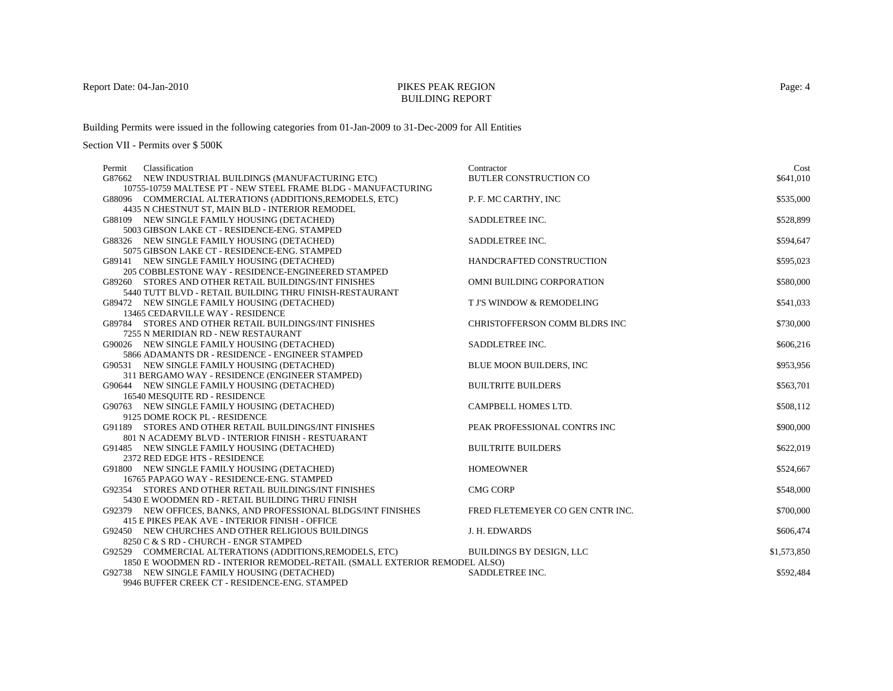# PIKES PEAK REGION
## BUILDING REPORT

Report Date: 04-Jan-2010

Building Permits were issued in the following categories from 01-Jan-2009 to 31-Dec-2009 for All Entities

Section VII - Permits over $ 500K

| Permit | Classification | Contractor | Cost |
|---|---|---|---|
| G87662 | NEW INDUSTRIAL BUILDINGS (MANUFACTURING ETC)<br>10755-10759 MALTESE PT - NEW STEEL FRAME BLDG - MANUFACTURING | BUTLER CONSTRUCTION CO | $641,010 |
| G88096 | COMMERCIAL ALTERATIONS (ADDITIONS,REMODELS, ETC)<br>4435 N CHESTNUT ST, MAIN BLD - INTERIOR REMODEL | P. F. MC CARTHY, INC | $535,000 |
| G88109 | NEW SINGLE FAMILY HOUSING (DETACHED)<br>5003 GIBSON LAKE CT - RESIDENCE-ENG. STAMPED | SADDLETREE INC. | $528,899 |
| G88326 | NEW SINGLE FAMILY HOUSING (DETACHED)<br>5075 GIBSON LAKE CT - RESIDENCE-ENG. STAMPED | SADDLETREE INC. | $594,647 |
| G89141 | NEW SINGLE FAMILY HOUSING (DETACHED)<br>205 COBBLESTONE WAY - RESIDENCE-ENGINEERED STAMPED | HANDCRAFTED CONSTRUCTION | $595,023 |
| G89260 | STORES AND OTHER RETAIL BUILDINGS/INT FINISHES<br>5440 TUTT BLVD - RETAIL BUILDING THRU FINISH-RESTAURANT | OMNI BUILDING CORPORATION | $580,000 |
| G89472 | NEW SINGLE FAMILY HOUSING (DETACHED)<br>13465 CEDARVILLE WAY - RESIDENCE | T J'S WINDOW & REMODELING | $541,033 |
| G89784 | STORES AND OTHER RETAIL BUILDINGS/INT FINISHES<br>7255 N MERIDIAN RD - NEW RESTAURANT | CHRISTOFFERSON COMM BLDRS INC | $730,000 |
| G90026 | NEW SINGLE FAMILY HOUSING (DETACHED)<br>5866 ADAMANTS DR - RESIDENCE - ENGINEER STAMPED | SADDLETREE INC. | $606,216 |
| G90531 | NEW SINGLE FAMILY HOUSING (DETACHED)<br>311 BERGAMO WAY - RESIDENCE (ENGINEER STAMPED) | BLUE MOON BUILDERS, INC | $953,956 |
| G90644 | NEW SINGLE FAMILY HOUSING (DETACHED)<br>16540 MESQUITE RD - RESIDENCE | BUILTRITE BUILDERS | $563,701 |
| G90763 | NEW SINGLE FAMILY HOUSING (DETACHED)<br>9125 DOME ROCK PL - RESIDENCE | CAMPBELL HOMES LTD. | $508,112 |
| G91189 | STORES AND OTHER RETAIL BUILDINGS/INT FINISHES<br>801 N ACADEMY BLVD - INTERIOR FINISH - RESTUARANT | PEAK PROFESSIONAL CONTRS INC | $900,000 |
| G91485 | NEW SINGLE FAMILY HOUSING (DETACHED)<br>2372 RED EDGE HTS - RESIDENCE | BUILTRITE BUILDERS | $622,019 |
| G91800 | NEW SINGLE FAMILY HOUSING (DETACHED)<br>16765 PAPAGO WAY - RESIDENCE-ENG. STAMPED | HOMEOWNER | $524,667 |
| G92354 | STORES AND OTHER RETAIL BUILDINGS/INT FINISHES<br>5430 E WOODMEN RD - RETAIL BUILDING THRU FINISH | CMG CORP | $548,000 |
| G92379 | NEW OFFICES, BANKS, AND PROFESSIONAL BLDGS/INT FINISHES<br>415 E PIKES PEAK AVE - INTERIOR FINISH - OFFICE | FRED FLETEMEYER CO GEN CNTR INC. | $700,000 |
| G92450 | NEW CHURCHES AND OTHER RELIGIOUS BUILDINGS<br>8250 C & S RD - CHURCH - ENGR STAMPED | J. H. EDWARDS | $606,474 |
| G92529 | COMMERCIAL ALTERATIONS (ADDITIONS,REMODELS, ETC)<br>1850 E WOODMEN RD - INTERIOR REMODEL-RETAIL (SMALL EXTERIOR REMODEL ALSO) | BUILDINGS BY DESIGN, LLC | $1,573,850 |
| G92738 | NEW SINGLE FAMILY HOUSING (DETACHED)<br>9946 BUFFER CREEK CT - RESIDENCE-ENG. STAMPED | SADDLETREE INC. | $592,484 |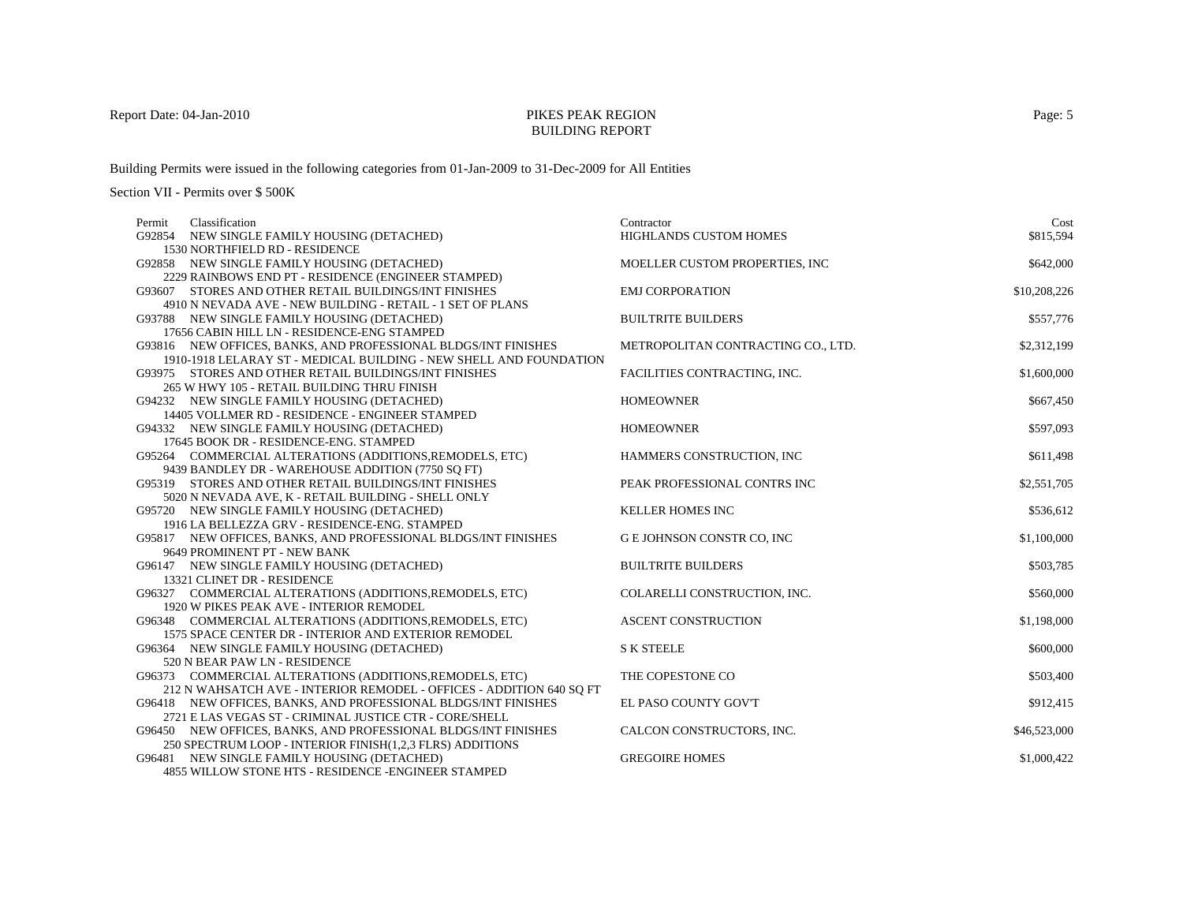Report Date: 04-Jan-2010

# PIKES PEAK REGION
## BUILDING REPORT

Building Permits were issued in the following categories from 01-Jan-2009 to 31-Dec-2009 for All Entities

Section VII - Permits over $ 500K

| Permit | Classification | Contractor | Cost |
|---|---|---|---|
| G92854 | NEW SINGLE FAMILY HOUSING (DETACHED)<br>1530 NORTHFIELD RD - RESIDENCE | HIGHLANDS CUSTOM HOMES | $815,594 |
| G92858 | NEW SINGLE FAMILY HOUSING (DETACHED)<br>2229 RAINBOWS END PT - RESIDENCE (ENGINEER STAMPED) | MOELLER CUSTOM PROPERTIES, INC | $642,000 |
| G93607 | STORES AND OTHER RETAIL BUILDINGS/INT FINISHES<br>4910 N NEVADA AVE - NEW BUILDING - RETAIL - 1 SET OF PLANS | EMJ CORPORATION | $10,208,226 |
| G93788 | NEW SINGLE FAMILY HOUSING (DETACHED)<br>17656 CABIN HILL LN - RESIDENCE-ENG STAMPED | BUILTRITE BUILDERS | $557,776 |
| G93816 | NEW OFFICES, BANKS, AND PROFESSIONAL BLDGS/INT FINISHES<br>1910-1918 LELARAY ST - MEDICAL BUILDING - NEW SHELL AND FOUNDATION | METROPOLITAN CONTRACTING CO., LTD. | $2,312,199 |
| G93975 | STORES AND OTHER RETAIL BUILDINGS/INT FINISHES<br>265 W HWY 105 - RETAIL BUILDING THRU FINISH | FACILITIES CONTRACTING, INC. | $1,600,000 |
| G94232 | NEW SINGLE FAMILY HOUSING (DETACHED)<br>14405 VOLLMER RD - RESIDENCE - ENGINEER STAMPED | HOMEOWNER | $667,450 |
| G94332 | NEW SINGLE FAMILY HOUSING (DETACHED)<br>17645 BOOK DR - RESIDENCE-ENG. STAMPED | HOMEOWNER | $597,093 |
| G95264 | COMMERCIAL ALTERATIONS (ADDITIONS,REMODELS, ETC)<br>9439 BANDLEY DR - WAREHOUSE ADDITION (7750 SQ FT) | HAMMERS CONSTRUCTION, INC | $611,498 |
| G95319 | STORES AND OTHER RETAIL BUILDINGS/INT FINISHES<br>5020 N NEVADA AVE, K - RETAIL BUILDING - SHELL ONLY | PEAK PROFESSIONAL CONTRS INC | $2,551,705 |
| G95720 | NEW SINGLE FAMILY HOUSING (DETACHED)<br>1916 LA BELLEZZA GRV - RESIDENCE-ENG. STAMPED | KELLER HOMES INC | $536,612 |
| G95817 | NEW OFFICES, BANKS, AND PROFESSIONAL BLDGS/INT FINISHES<br>9649 PROMINENT PT - NEW BANK | G E JOHNSON CONSTR CO, INC | $1,100,000 |
| G96147 | NEW SINGLE FAMILY HOUSING (DETACHED)<br>13321 CLINET DR - RESIDENCE | BUILTRITE BUILDERS | $503,785 |
| G96327 | COMMERCIAL ALTERATIONS (ADDITIONS,REMODELS, ETC)<br>1920 W PIKES PEAK AVE - INTERIOR REMODEL | COLARELLI CONSTRUCTION, INC. | $560,000 |
| G96348 | COMMERCIAL ALTERATIONS (ADDITIONS,REMODELS, ETC)<br>1575 SPACE CENTER DR - INTERIOR AND EXTERIOR REMODEL | ASCENT CONSTRUCTION | $1,198,000 |
| G96364 | NEW SINGLE FAMILY HOUSING (DETACHED)<br>520 N BEAR PAW LN - RESIDENCE | S K STEELE | $600,000 |
| G96373 | COMMERCIAL ALTERATIONS (ADDITIONS,REMODELS, ETC)<br>212 N WAHSATCH AVE - INTERIOR REMODEL - OFFICES - ADDITION 640 SQ FT | THE COPESTONE CO | $503,400 |
| G96418 | NEW OFFICES, BANKS, AND PROFESSIONAL BLDGS/INT FINISHES<br>2721 E LAS VEGAS ST - CRIMINAL JUSTICE CTR - CORE/SHELL | EL PASO COUNTY GOV'T | $912,415 |
| G96450 | NEW OFFICES, BANKS, AND PROFESSIONAL BLDGS/INT FINISHES<br>250 SPECTRUM LOOP - INTERIOR FINISH(1,2,3 FLRS) ADDITIONS | CALCON CONSTRUCTORS, INC. | $46,523,000 |
| G96481 | NEW SINGLE FAMILY HOUSING (DETACHED)<br>4855 WILLOW STONE HTS - RESIDENCE -ENGINEER STAMPED | GREGOIRE HOMES | $1,000,422 |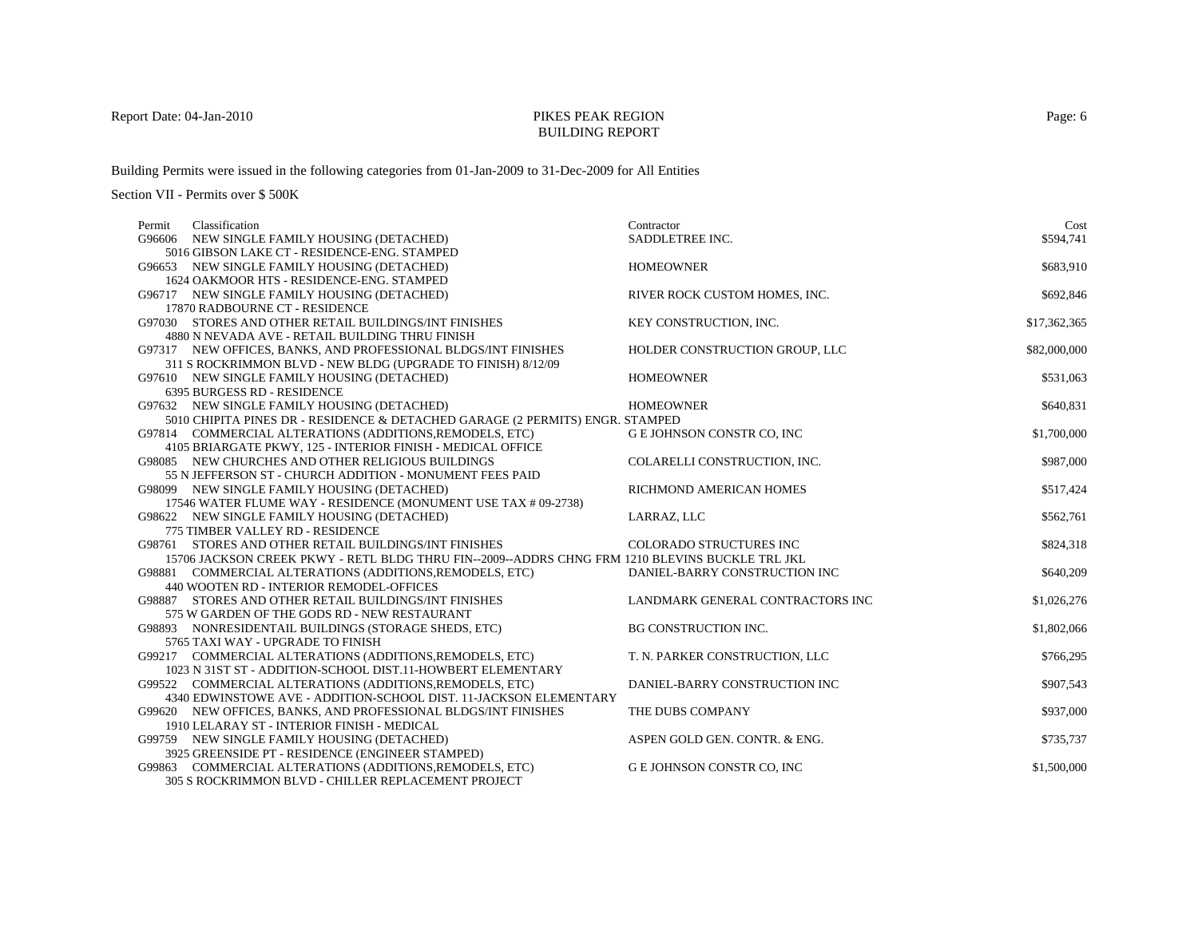# PIKES PEAK REGION
## BUILDING REPORT

Report Date: 04-Jan-2010

Building Permits were issued in the following categories from 01-Jan-2009 to 31-Dec-2009 for All Entities

Section VII - Permits over $ 500K

| Permit | Classification | Contractor | Cost |
|---|---|---|---|
| G96606 | NEW SINGLE FAMILY HOUSING (DETACHED)<br>5016 GIBSON LAKE CT - RESIDENCE-ENG. STAMPED | SADDLETREE INC. | $594,741 |
| G96653 | NEW SINGLE FAMILY HOUSING (DETACHED)<br>1624 OAKMOOR HTS - RESIDENCE-ENG. STAMPED | HOMEOWNER | $683,910 |
| G96717 | NEW SINGLE FAMILY HOUSING (DETACHED)<br>17870 RADBOURNE CT - RESIDENCE | RIVER ROCK CUSTOM HOMES, INC. | $692,846 |
| G97030 | STORES AND OTHER RETAIL BUILDINGS/INT FINISHES<br>4880 N NEVADA AVE - RETAIL BUILDING THRU FINISH | KEY CONSTRUCTION, INC. | $17,362,365 |
| G97317 | NEW OFFICES, BANKS, AND PROFESSIONAL BLDGS/INT FINISHES<br>311 S ROCKRIMMON BLVD - NEW BLDG (UPGRADE TO FINISH) 8/12/09 | HOLDER CONSTRUCTION GROUP, LLC | $82,000,000 |
| G97610 | NEW SINGLE FAMILY HOUSING (DETACHED)<br>6395 BURGESS RD - RESIDENCE | HOMEOWNER | $531,063 |
| G97632 | NEW SINGLE FAMILY HOUSING (DETACHED)<br>5010 CHIPITA PINES DR - RESIDENCE & DETACHED GARAGE (2 PERMITS) ENGR. STAMPED | HOMEOWNER | $640,831 |
| G97814 | COMMERCIAL ALTERATIONS (ADDITIONS,REMODELS, ETC)<br>4105 BRIARGATE PKWY, 125 - INTERIOR FINISH - MEDICAL OFFICE | G E JOHNSON CONSTR CO, INC | $1,700,000 |
| G98085 | NEW CHURCHES AND OTHER RELIGIOUS BUILDINGS<br>55 N JEFFERSON ST - CHURCH ADDITION - MONUMENT FEES PAID | COLARELLI CONSTRUCTION, INC. | $987,000 |
| G98099 | NEW SINGLE FAMILY HOUSING (DETACHED)<br>17546 WATER FLUME WAY - RESIDENCE (MONUMENT USE TAX # 09-2738) | RICHMOND AMERICAN HOMES | $517,424 |
| G98622 | NEW SINGLE FAMILY HOUSING (DETACHED)<br>775 TIMBER VALLEY RD - RESIDENCE | LARRAZ, LLC | $562,761 |
| G98761 | STORES AND OTHER RETAIL BUILDINGS/INT FINISHES<br>15706 JACKSON CREEK PKWY - RETL BLDG THRU FIN--2009--ADDRS CHNG FRM 1210 BLEVINS BUCKLE TRL JKL | COLORADO STRUCTURES INC | $824,318 |
| G98881 | COMMERCIAL ALTERATIONS (ADDITIONS,REMODELS, ETC)<br>440 WOOTEN RD - INTERIOR REMODEL-OFFICES | DANIEL-BARRY CONSTRUCTION INC | $640,209 |
| G98887 | STORES AND OTHER RETAIL BUILDINGS/INT FINISHES<br>575 W GARDEN OF THE GODS RD - NEW RESTAURANT | LANDMARK GENERAL CONTRACTORS INC | $1,026,276 |
| G98893 | NONRESIDENTAIL BUILDINGS (STORAGE SHEDS, ETC)<br>5765 TAXI WAY - UPGRADE TO FINISH | BG CONSTRUCTION INC. | $1,802,066 |
| G99217 | COMMERCIAL ALTERATIONS (ADDITIONS,REMODELS, ETC)<br>1023 N 31ST ST - ADDITION-SCHOOL DIST.11-HOWBERT ELEMENTARY | T. N. PARKER CONSTRUCTION, LLC | $766,295 |
| G99522 | COMMERCIAL ALTERATIONS (ADDITIONS,REMODELS, ETC)<br>4340 EDWINSTOWE AVE - ADDITION-SCHOOL DIST. 11-JACKSON ELEMENTARY | DANIEL-BARRY CONSTRUCTION INC | $907,543 |
| G99620 | NEW OFFICES, BANKS, AND PROFESSIONAL BLDGS/INT FINISHES<br>1910 LELARAY ST - INTERIOR FINISH - MEDICAL | THE DUBS COMPANY | $937,000 |
| G99759 | NEW SINGLE FAMILY HOUSING (DETACHED)<br>3925 GREENSIDE PT - RESIDENCE (ENGINEER STAMPED) | ASPEN GOLD GEN. CONTR. & ENG. | $735,737 |
| G99863 | COMMERCIAL ALTERATIONS (ADDITIONS,REMODELS, ETC)<br>305 S ROCKRIMMON BLVD - CHILLER REPLACEMENT PROJECT | G E JOHNSON CONSTR CO, INC | $1,500,000 |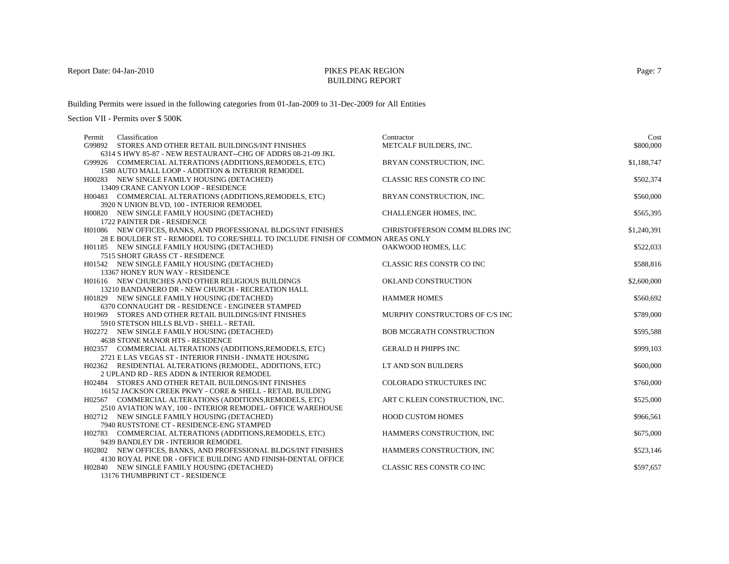PIKES PEAK REGION
BUILDING REPORT

Report Date: 04-Jan-2010

Building Permits were issued in the following categories from 01-Jan-2009 to 31-Dec-2009 for All Entities

Section VII - Permits over $ 500K

| Permit | Classification | Contractor | Cost |
|---|---|---|---|
| G99892 | STORES AND OTHER RETAIL BUILDINGS/INT FINISHES<br>6314 S HWY 85-87 - NEW RESTAURANT--CHG OF ADDRS 08-21-09 JKL | METCALF BUILDERS, INC. | $800,000 |
| G99926 | COMMERCIAL ALTERATIONS (ADDITIONS,REMODELS, ETC)<br>1580 AUTO MALL LOOP - ADDITION & INTERIOR REMODEL | BRYAN CONSTRUCTION, INC. | $1,188,747 |
| H00283 | NEW SINGLE FAMILY HOUSING (DETACHED)<br>13409 CRANE CANYON LOOP - RESIDENCE | CLASSIC RES CONSTR CO INC | $502,374 |
| H00483 | COMMERCIAL ALTERATIONS (ADDITIONS,REMODELS, ETC)<br>3920 N UNION BLVD, 100 - INTERIOR REMODEL | BRYAN CONSTRUCTION, INC. | $560,000 |
| H00820 | NEW SINGLE FAMILY HOUSING (DETACHED)<br>1722 PAINTER DR - RESIDENCE | CHALLENGER HOMES, INC. | $565,395 |
| H01086 | NEW OFFICES, BANKS, AND PROFESSIONAL BLDGS/INT FINISHES<br>28 E BOULDER ST - REMODEL TO CORE/SHELL TO INCLUDE FINISH OF COMMON AREAS ONLY | CHRISTOFFERSON COMM BLDRS INC | $1,240,391 |
| H01185 | NEW SINGLE FAMILY HOUSING (DETACHED)<br>7515 SHORT GRASS CT - RESIDENCE | OAKWOOD HOMES, LLC | $522,033 |
| H01542 | NEW SINGLE FAMILY HOUSING (DETACHED)<br>13367 HONEY RUN WAY - RESIDENCE | CLASSIC RES CONSTR CO INC | $588,816 |
| H01616 | NEW CHURCHES AND OTHER RELIGIOUS BUILDINGS<br>13210 BANDANERO DR - NEW CHURCH - RECREATION HALL | OKLAND CONSTRUCTION | $2,600,000 |
| H01829 | NEW SINGLE FAMILY HOUSING (DETACHED)<br>6370 CONNAUGHT DR - RESIDENCE - ENGINEER STAMPED | HAMMER HOMES | $560,692 |
| H01969 | STORES AND OTHER RETAIL BUILDINGS/INT FINISHES<br>5910 STETSON HILLS BLVD - SHELL - RETAIL | MURPHY CONSTRUCTORS OF C/S INC | $789,000 |
| H02272 | NEW SINGLE FAMILY HOUSING (DETACHED)<br>4638 STONE MANOR HTS - RESIDENCE | BOB MCGRATH CONSTRUCTION | $595,588 |
| H02357 | COMMERCIAL ALTERATIONS (ADDITIONS,REMODELS, ETC)<br>2721 E LAS VEGAS ST - INTERIOR FINISH - INMATE HOUSING | GERALD H PHIPPS INC | $999,103 |
| H02362 | RESIDENTIAL ALTERATIONS (REMODEL, ADDITIONS, ETC)<br>2 UPLAND RD - RES ADDN & INTERIOR REMODEL | LT AND SON BUILDERS | $600,000 |
| H02484 | STORES AND OTHER RETAIL BUILDINGS/INT FINISHES<br>16152 JACKSON CREEK PKWY - CORE & SHELL - RETAIL BUILDING | COLORADO STRUCTURES INC | $760,000 |
| H02567 | COMMERCIAL ALTERATIONS (ADDITIONS,REMODELS, ETC)<br>2510 AVIATION WAY, 100 - INTERIOR REMODEL- OFFICE WAREHOUSE | ART C KLEIN CONSTRUCTION, INC. | $525,000 |
| H02712 | NEW SINGLE FAMILY HOUSING (DETACHED)<br>7940 RUSTSTONE CT - RESIDENCE-ENG STAMPED | HOOD CUSTOM HOMES | $966,561 |
| H02783 | COMMERCIAL ALTERATIONS (ADDITIONS,REMODELS, ETC)<br>9439 BANDLEY DR - INTERIOR REMODEL | HAMMERS CONSTRUCTION, INC | $675,000 |
| H02802 | NEW OFFICES, BANKS, AND PROFESSIONAL BLDGS/INT FINISHES<br>4130 ROYAL PINE DR - OFFICE BUILDING AND FINISH-DENTAL OFFICE | HAMMERS CONSTRUCTION, INC | $523,146 |
| H02840 | NEW SINGLE FAMILY HOUSING (DETACHED)<br>13176 THUMBPRINT CT - RESIDENCE | CLASSIC RES CONSTR CO INC | $597,657 |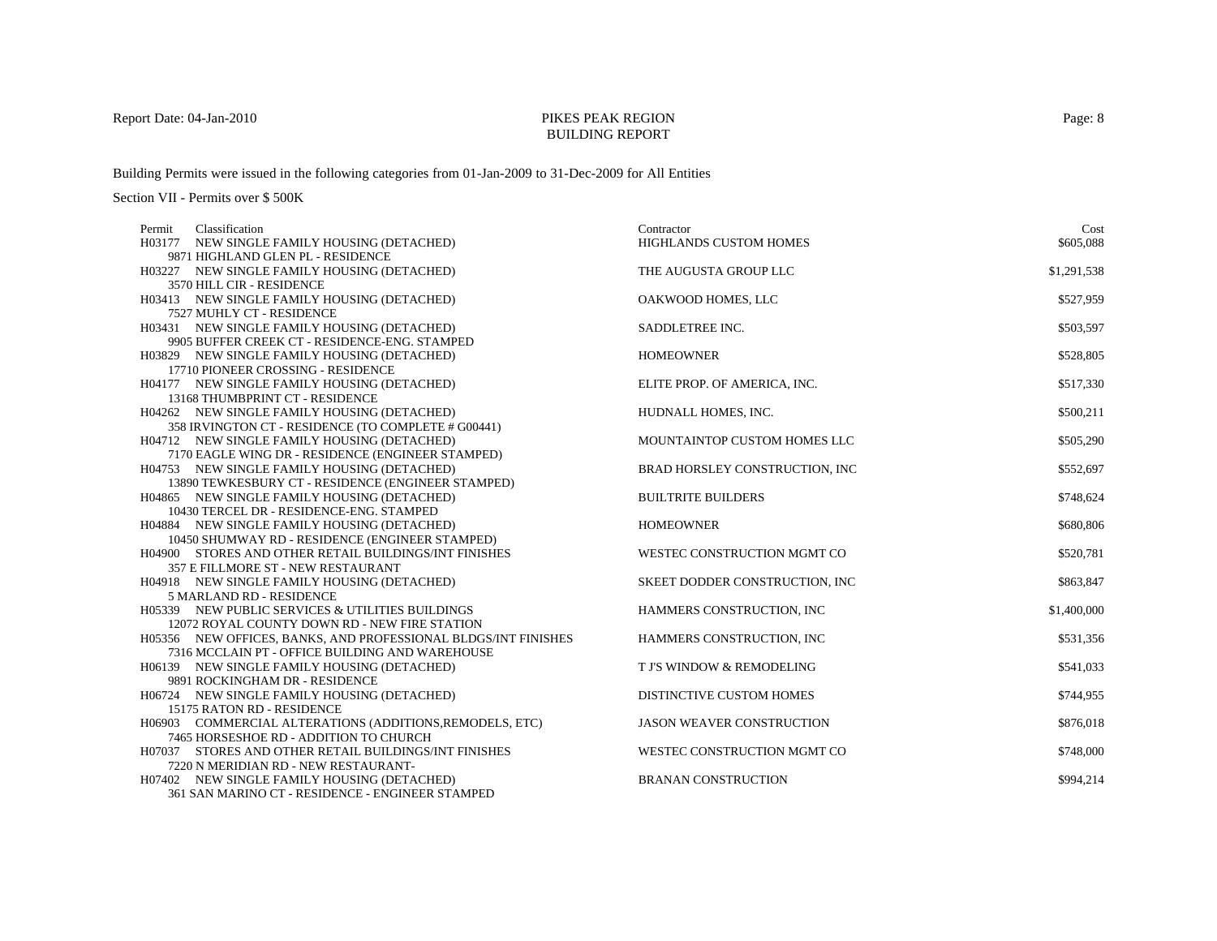# PIKES PEAK REGION
## BUILDING REPORT

Report Date: 04-Jan-2010

Building Permits were issued in the following categories from 01-Jan-2009 to 31-Dec-2009 for All Entities

Section VII - Permits over $ 500K

| Permit | Classification | Contractor | Cost |
|---|---|---|---|
| H03177 | NEW SINGLE FAMILY HOUSING (DETACHED)<br>9871 HIGHLAND GLEN PL - RESIDENCE | HIGHLANDS CUSTOM HOMES | $605,088 |
| H03227 | NEW SINGLE FAMILY HOUSING (DETACHED)<br>3570 HILL CIR - RESIDENCE | THE AUGUSTA GROUP LLC | $1,291,538 |
| H03413 | NEW SINGLE FAMILY HOUSING (DETACHED)<br>7527 MUHLY CT - RESIDENCE | OAKWOOD HOMES, LLC | $527,959 |
| H03431 | NEW SINGLE FAMILY HOUSING (DETACHED)<br>9905 BUFFER CREEK CT - RESIDENCE-ENG. STAMPED | SADDLETREE INC. | $503,597 |
| H03829 | NEW SINGLE FAMILY HOUSING (DETACHED)<br>17710 PIONEER CROSSING - RESIDENCE | HOMEOWNER | $528,805 |
| H04177 | NEW SINGLE FAMILY HOUSING (DETACHED)<br>13168 THUMBPRINT CT - RESIDENCE | ELITE PROP. OF AMERICA, INC. | $517,330 |
| H04262 | NEW SINGLE FAMILY HOUSING (DETACHED)<br>358 IRVINGTON CT - RESIDENCE (TO COMPLETE # G00441) | HUDNALL HOMES, INC. | $500,211 |
| H04712 | NEW SINGLE FAMILY HOUSING (DETACHED)<br>7170 EAGLE WING DR - RESIDENCE (ENGINEER STAMPED) | MOUNTAINTOP CUSTOM HOMES LLC | $505,290 |
| H04753 | NEW SINGLE FAMILY HOUSING (DETACHED)<br>13890 TEWKESBURY CT - RESIDENCE (ENGINEER STAMPED) | BRAD HORSLEY CONSTRUCTION, INC | $552,697 |
| H04865 | NEW SINGLE FAMILY HOUSING (DETACHED)<br>10430 TERCEL DR - RESIDENCE-ENG. STAMPED | BUILTRITE BUILDERS | $748,624 |
| H04884 | NEW SINGLE FAMILY HOUSING (DETACHED)<br>10450 SHUMWAY RD - RESIDENCE (ENGINEER STAMPED) | HOMEOWNER | $680,806 |
| H04900 | STORES AND OTHER RETAIL BUILDINGS/INT FINISHES<br>357 E FILLMORE ST - NEW RESTAURANT | WESTEC CONSTRUCTION MGMT CO | $520,781 |
| H04918 | NEW SINGLE FAMILY HOUSING (DETACHED)<br>5 MARLAND RD - RESIDENCE | SKEET DODDER CONSTRUCTION, INC | $863,847 |
| H05339 | NEW PUBLIC SERVICES & UTILITIES BUILDINGS<br>12072 ROYAL COUNTY DOWN RD - NEW FIRE STATION | HAMMERS CONSTRUCTION, INC | $1,400,000 |
| H05356 | NEW OFFICES, BANKS, AND PROFESSIONAL BLDGS/INT FINISHES<br>7316 MCCLAIN PT - OFFICE BUILDING AND WAREHOUSE | HAMMERS CONSTRUCTION, INC | $531,356 |
| H06139 | NEW SINGLE FAMILY HOUSING (DETACHED)<br>9891 ROCKINGHAM DR - RESIDENCE | T J'S WINDOW & REMODELING | $541,033 |
| H06724 | NEW SINGLE FAMILY HOUSING (DETACHED)<br>15175 RATON RD - RESIDENCE | DISTINCTIVE CUSTOM HOMES | $744,955 |
| H06903 | COMMERCIAL ALTERATIONS (ADDITIONS,REMODELS, ETC)<br>7465 HORSESHOE RD - ADDITION TO CHURCH | JASON WEAVER CONSTRUCTION | $876,018 |
| H07037 | STORES AND OTHER RETAIL BUILDINGS/INT FINISHES<br>7220 N MERIDIAN RD - NEW RESTAURANT- | WESTEC CONSTRUCTION MGMT CO | $748,000 |
| H07402 | NEW SINGLE FAMILY HOUSING (DETACHED)<br>361 SAN MARINO CT - RESIDENCE - ENGINEER STAMPED | BRANAN CONSTRUCTION | $994,214 |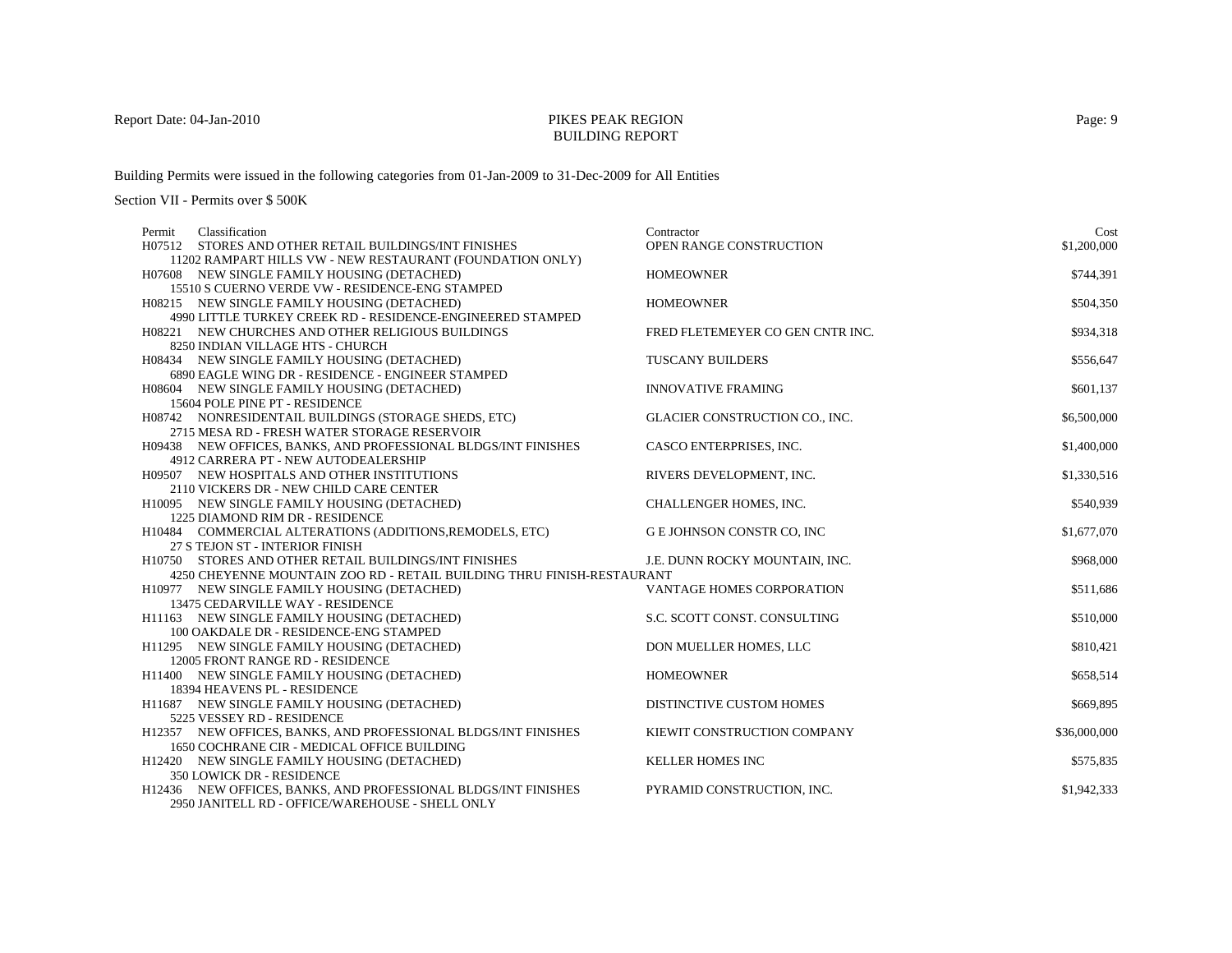Report Date: 04-Jan-2010

# PIKES PEAK REGION
## BUILDING REPORT

Building Permits were issued in the following categories from 01-Jan-2009 to 31-Dec-2009 for All Entities

Section VII - Permits over $ 500K

| Permit | Classification | Contractor | Cost |
|---|---|---|---|
| H07512 | STORES AND OTHER RETAIL BUILDINGS/INT FINISHES<br>11202 RAMPART HILLS VW - NEW RESTAURANT (FOUNDATION ONLY) | OPEN RANGE CONSTRUCTION | $1,200,000 |
| H07608 | NEW SINGLE FAMILY HOUSING (DETACHED)<br>15510 S CUERNO VERDE VW - RESIDENCE-ENG STAMPED | HOMEOWNER | $744,391 |
| H08215 | NEW SINGLE FAMILY HOUSING (DETACHED)<br>4990 LITTLE TURKEY CREEK RD - RESIDENCE-ENGINEERED STAMPED | HOMEOWNER | $504,350 |
| H08221 | NEW CHURCHES AND OTHER RELIGIOUS BUILDINGS<br>8250 INDIAN VILLAGE HTS - CHURCH | FRED FLETEMEYER CO GEN CNTR INC. | $934,318 |
| H08434 | NEW SINGLE FAMILY HOUSING (DETACHED)<br>6890 EAGLE WING DR - RESIDENCE - ENGINEER STAMPED | TUSCANY BUILDERS | $556,647 |
| H08604 | NEW SINGLE FAMILY HOUSING (DETACHED)<br>15604 POLE PINE PT - RESIDENCE | INNOVATIVE FRAMING | $601,137 |
| H08742 | NONRESIDENTAIL BUILDINGS (STORAGE SHEDS, ETC)<br>2715 MESA RD - FRESH WATER STORAGE RESERVOIR | GLACIER CONSTRUCTION CO., INC. | $6,500,000 |
| H09438 | NEW OFFICES, BANKS, AND PROFESSIONAL BLDGS/INT FINISHES<br>4912 CARRERA PT - NEW AUTODEALERSHIP | CASCO ENTERPRISES, INC. | $1,400,000 |
| H09507 | NEW HOSPITALS AND OTHER INSTITUTIONS<br>2110 VICKERS DR - NEW CHILD CARE CENTER | RIVERS DEVELOPMENT, INC. | $1,330,516 |
| H10095 | NEW SINGLE FAMILY HOUSING (DETACHED)<br>1225 DIAMOND RIM DR - RESIDENCE | CHALLENGER HOMES, INC. | $540,939 |
| H10484 | COMMERCIAL ALTERATIONS (ADDITIONS,REMODELS, ETC)<br>27 S TEJON ST - INTERIOR FINISH | G E JOHNSON CONSTR CO, INC | $1,677,070 |
| H10750 | STORES AND OTHER RETAIL BUILDINGS/INT FINISHES<br>4250 CHEYENNE MOUNTAIN ZOO RD - RETAIL BUILDING THRU FINISH-RESTAURANT | J.E. DUNN ROCKY MOUNTAIN, INC. | $968,000 |
| H10977 | NEW SINGLE FAMILY HOUSING (DETACHED)<br>13475 CEDARVILLE WAY - RESIDENCE | VANTAGE HOMES CORPORATION | $511,686 |
| H11163 | NEW SINGLE FAMILY HOUSING (DETACHED)<br>100 OAKDALE DR - RESIDENCE-ENG STAMPED | S.C. SCOTT CONST. CONSULTING | $510,000 |
| H11295 | NEW SINGLE FAMILY HOUSING (DETACHED)<br>12005 FRONT RANGE RD - RESIDENCE | DON MUELLER HOMES, LLC | $810,421 |
| H11400 | NEW SINGLE FAMILY HOUSING (DETACHED)<br>18394 HEAVENS PL - RESIDENCE | HOMEOWNER | $658,514 |
| H11687 | NEW SINGLE FAMILY HOUSING (DETACHED)<br>5225 VESSEY RD - RESIDENCE | DISTINCTIVE CUSTOM HOMES | $669,895 |
| H12357 | NEW OFFICES, BANKS, AND PROFESSIONAL BLDGS/INT FINISHES<br>1650 COCHRANE CIR - MEDICAL OFFICE BUILDING | KIEWIT CONSTRUCTION COMPANY | $36,000,000 |
| H12420 | NEW SINGLE FAMILY HOUSING (DETACHED)<br>350 LOWICK DR - RESIDENCE | KELLER HOMES INC | $575,835 |
| H12436 | NEW OFFICES, BANKS, AND PROFESSIONAL BLDGS/INT FINISHES<br>2950 JANITELL RD - OFFICE/WAREHOUSE - SHELL ONLY | PYRAMID CONSTRUCTION, INC. | $1,942,333 |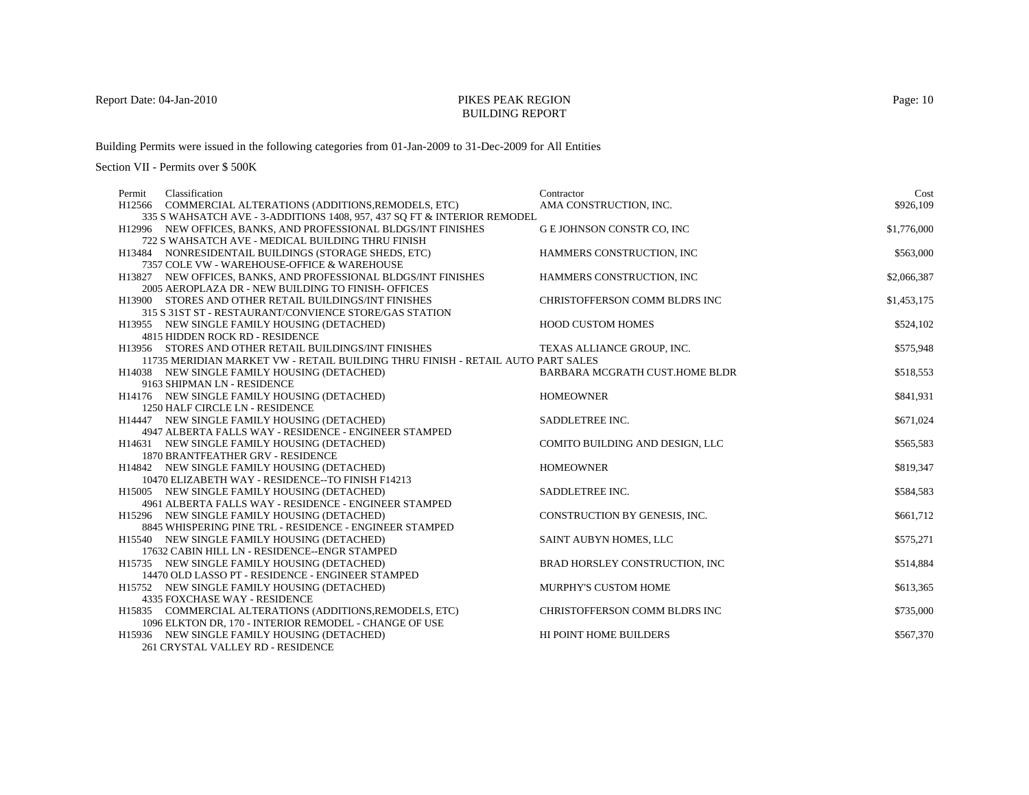PIKES PEAK REGION
BUILDING REPORT

Building Permits were issued in the following categories from 01-Jan-2009 to 31-Dec-2009 for All Entities

Section VII - Permits over $ 500K

| Permit | Classification | Contractor | Cost |
|---|---|---|---|
| H12566 | COMMERCIAL ALTERATIONS (ADDITIONS,REMODELS, ETC)<br>335 S WAHSATCH AVE - 3-ADDITIONS 1408, 957, 437 SQ FT & INTERIOR REMODEL | AMA CONSTRUCTION, INC. | $926,109 |
| H12996 | NEW OFFICES, BANKS, AND PROFESSIONAL BLDGS/INT FINISHES<br>722 S WAHSATCH AVE - MEDICAL BUILDING THRU FINISH | G E JOHNSON CONSTR CO, INC | $1,776,000 |
| H13484 | NONRESIDENTAIL BUILDINGS (STORAGE SHEDS, ETC)<br>7357 COLE VW - WAREHOUSE-OFFICE & WAREHOUSE | HAMMERS CONSTRUCTION, INC | $563,000 |
| H13827 | NEW OFFICES, BANKS, AND PROFESSIONAL BLDGS/INT FINISHES<br>2005 AEROPLAZA DR - NEW BUILDING TO FINISH- OFFICES | HAMMERS CONSTRUCTION, INC | $2,066,387 |
| H13900 | STORES AND OTHER RETAIL BUILDINGS/INT FINISHES<br>315 S 31ST ST - RESTAURANT/CONVIENCE STORE/GAS STATION | CHRISTOFFERSON COMM BLDRS INC | $1,453,175 |
| H13955 | NEW SINGLE FAMILY HOUSING (DETACHED)<br>4815 HIDDEN ROCK RD - RESIDENCE | HOOD CUSTOM HOMES | $524,102 |
| H13956 | STORES AND OTHER RETAIL BUILDINGS/INT FINISHES<br>11735 MERIDIAN MARKET VW - RETAIL BUILDING THRU FINISH - RETAIL AUTO PART SALES | TEXAS ALLIANCE GROUP, INC. | $575,948 |
| H14038 | NEW SINGLE FAMILY HOUSING (DETACHED)<br>9163 SHIPMAN LN - RESIDENCE | BARBARA MCGRATH CUST.HOME BLDR | $518,553 |
| H14176 | NEW SINGLE FAMILY HOUSING (DETACHED)<br>1250 HALF CIRCLE LN - RESIDENCE | HOMEOWNER | $841,931 |
| H14447 | NEW SINGLE FAMILY HOUSING (DETACHED)<br>4947 ALBERTA FALLS WAY - RESIDENCE - ENGINEER STAMPED | SADDLETREE INC. | $671,024 |
| H14631 | NEW SINGLE FAMILY HOUSING (DETACHED)<br>1870 BRANTFEATHER GRV - RESIDENCE | COMITO BUILDING AND DESIGN, LLC | $565,583 |
| H14842 | NEW SINGLE FAMILY HOUSING (DETACHED)<br>10470 ELIZABETH WAY - RESIDENCE--TO FINISH F14213 | HOMEOWNER | $819,347 |
| H15005 | NEW SINGLE FAMILY HOUSING (DETACHED)<br>4961 ALBERTA FALLS WAY - RESIDENCE - ENGINEER STAMPED | SADDLETREE INC. | $584,583 |
| H15296 | NEW SINGLE FAMILY HOUSING (DETACHED)<br>8845 WHISPERING PINE TRL - RESIDENCE - ENGINEER STAMPED | CONSTRUCTION BY GENESIS, INC. | $661,712 |
| H15540 | NEW SINGLE FAMILY HOUSING (DETACHED)<br>17632 CABIN HILL LN - RESIDENCE--ENGR STAMPED | SAINT AUBYN HOMES, LLC | $575,271 |
| H15735 | NEW SINGLE FAMILY HOUSING (DETACHED)<br>14470 OLD LASSO PT - RESIDENCE - ENGINEER STAMPED | BRAD HORSLEY CONSTRUCTION, INC | $514,884 |
| H15752 | NEW SINGLE FAMILY HOUSING (DETACHED)<br>4335 FOXCHASE WAY - RESIDENCE | MURPHY'S CUSTOM HOME | $613,365 |
| H15835 | COMMERCIAL ALTERATIONS (ADDITIONS,REMODELS, ETC)<br>1096 ELKTON DR, 170 - INTERIOR REMODEL - CHANGE OF USE | CHRISTOFFERSON COMM BLDRS INC | $735,000 |
| H15936 | NEW SINGLE FAMILY HOUSING (DETACHED)<br>261 CRYSTAL VALLEY RD - RESIDENCE | HI POINT HOME BUILDERS | $567,370 |